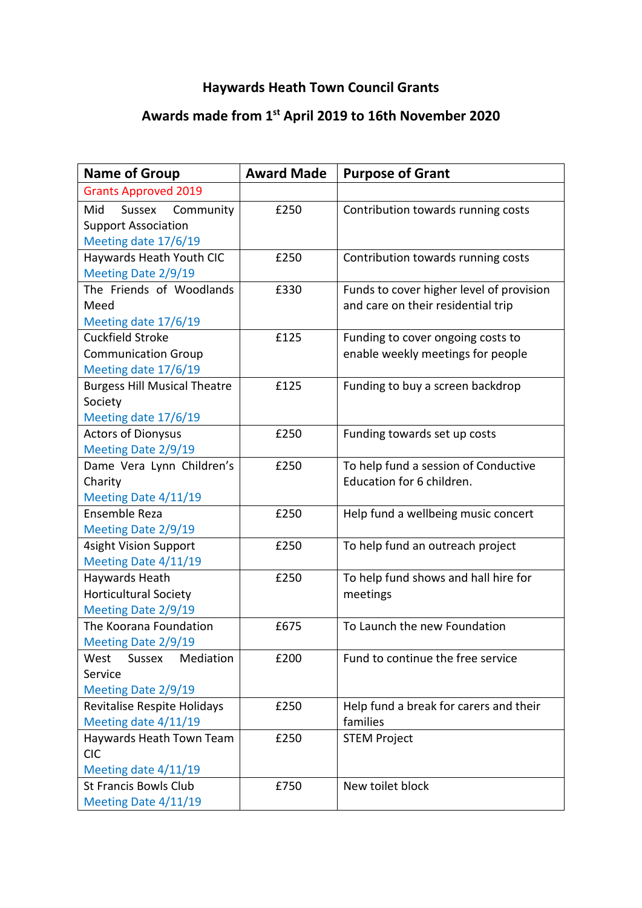# Haywards Heath Town Council Grants

## Awards made from 1st April 2019 to 16th November 2020

| Name of Group | Award Made | Purpose of Grant |
|---|---|---|
| Grants Approved 2019 | | |
| Mid Sussex Community Support Association<br>Meeting date 17/6/19 | £250 | Contribution towards running costs |
| Haywards Heath Youth CIC<br>Meeting Date 2/9/19 | £250 | Contribution towards running costs |
| The Friends of Woodlands Meed<br>Meeting date 17/6/19 | £330 | Funds to cover higher level of provision and care on their residential trip |
| Cuckfield Stroke Communication Group<br>Meeting date 17/6/19 | £125 | Funding to cover ongoing costs to enable weekly meetings for people |
| Burgess Hill Musical Theatre Society<br>Meeting date 17/6/19 | £125 | Funding to buy a screen backdrop |
| Actors of Dionysus<br>Meeting Date 2/9/19 | £250 | Funding towards set up costs |
| Dame Vera Lynn Children's Charity<br>Meeting Date 4/11/19 | £250 | To help fund a session of Conductive Education for 6 children. |
| Ensemble Reza<br>Meeting Date 2/9/19 | £250 | Help fund a wellbeing music concert |
| 4sight Vision Support<br>Meeting Date 4/11/19 | £250 | To help fund an outreach project |
| Haywards Heath Horticultural Society<br>Meeting Date 2/9/19 | £250 | To help fund shows and hall hire for meetings |
| The Koorana Foundation<br>Meeting Date 2/9/19 | £675 | To Launch the new Foundation |
| West Sussex Mediation Service<br>Meeting Date 2/9/19 | £200 | Fund to continue the free service |
| Revitalise Respite Holidays<br>Meeting date 4/11/19 | £250 | Help fund a break for carers and their families |
| Haywards Heath Town Team CIC<br>Meeting date 4/11/19 | £250 | STEM Project |
| St Francis Bowls Club<br>Meeting Date 4/11/19 | £750 | New toilet block |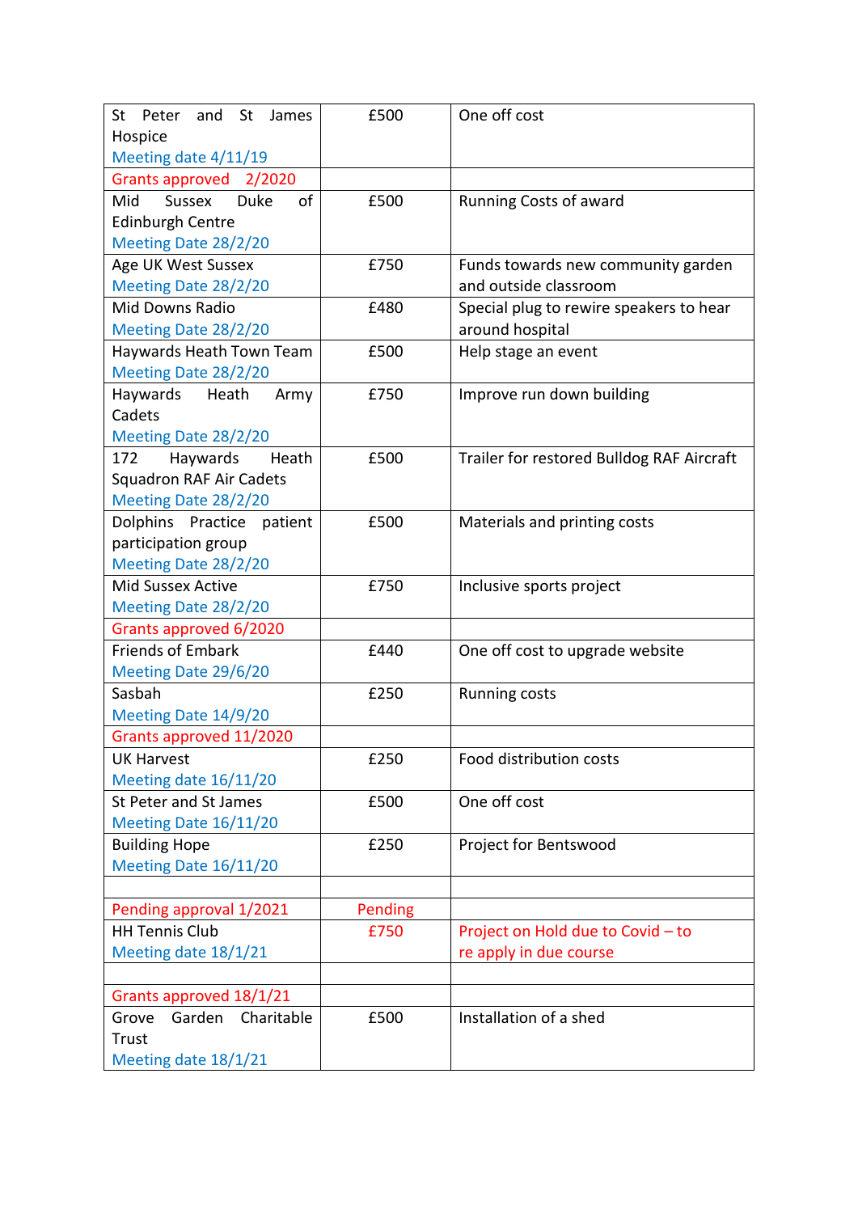| St Peter and St James Hospice<br>Meeting date 4/11/19 | £500 | One off cost |
|---|---|---|
| Grants approved 2/2020 | | |
| Mid Sussex Duke of Edinburgh Centre<br>Meeting Date 28/2/20 | £500 | Running Costs of award |
| Age UK West Sussex<br>Meeting Date 28/2/20 | £750 | Funds towards new community garden and outside classroom |
| Mid Downs Radio<br>Meeting Date 28/2/20 | £480 | Special plug to rewire speakers to hear around hospital |
| Haywards Heath Town Team<br>Meeting Date 28/2/20 | £500 | Help stage an event |
| Haywards Heath Army Cadets<br>Meeting Date 28/2/20 | £750 | Improve run down building |
| 172 Haywards Heath Squadron RAF Air Cadets<br>Meeting Date 28/2/20 | £500 | Trailer for restored Bulldog RAF Aircraft |
| Dolphins Practice patient participation group<br>Meeting Date 28/2/20 | £500 | Materials and printing costs |
| Mid Sussex Active<br>Meeting Date 28/2/20 | £750 | Inclusive sports project |
| Grants approved 6/2020 | | |
| Friends of Embark<br>Meeting Date 29/6/20 | £440 | One off cost to upgrade website |
| Sasbah<br>Meeting Date 14/9/20 | £250 | Running costs |
| Grants approved 11/2020 | | |
| UK Harvest<br>Meeting date 16/11/20 | £250 | Food distribution costs |
| St Peter and St James<br>Meeting Date 16/11/20 | £500 | One off cost |
| Building Hope<br>Meeting Date 16/11/20 | £250 | Project for Bentswood |
| | | |
| Pending approval 1/2021 | Pending | |
| HH Tennis Club<br>Meeting date 18/1/21 | £750 | Project on Hold due to Covid – to re apply in due course |
| | | |
| Grants approved 18/1/21 | | |
| Grove Garden Charitable Trust<br>Meeting date 18/1/21 | £500 | Installation of a shed |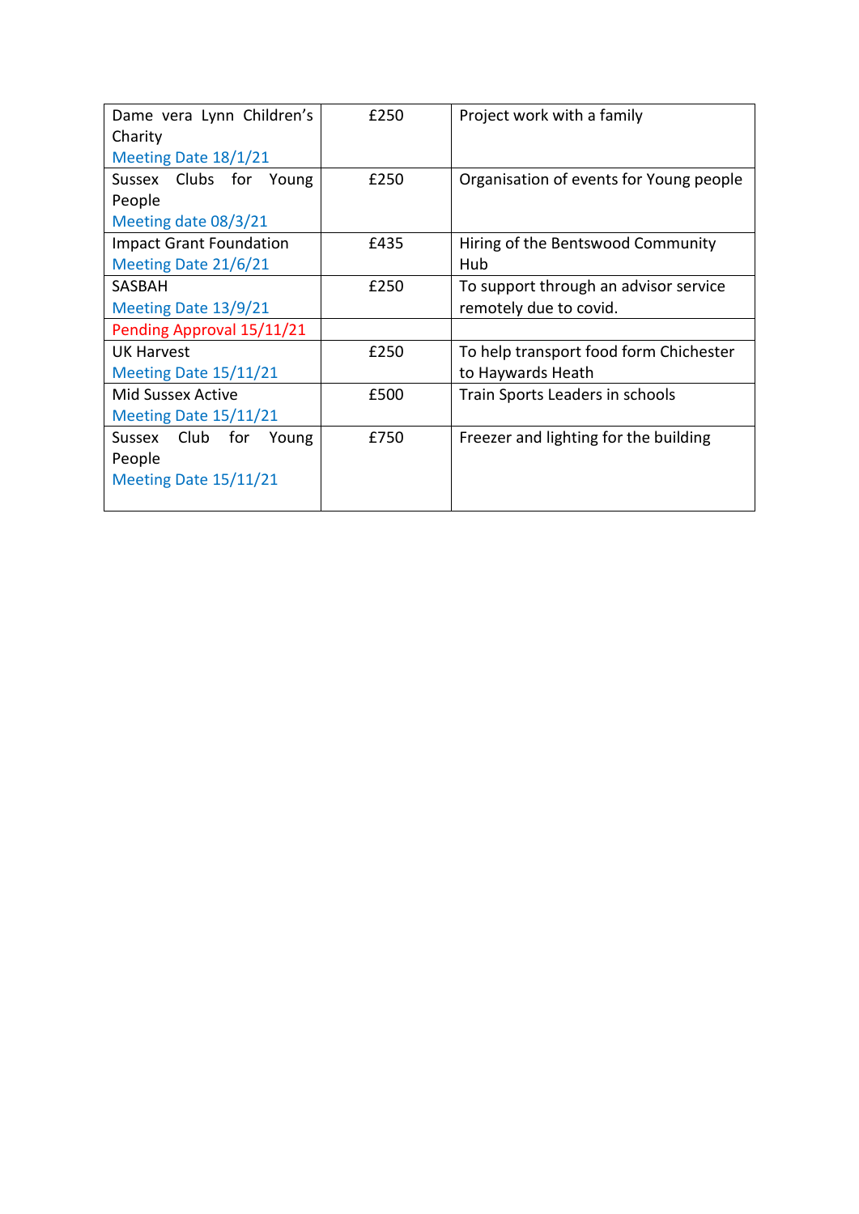| | | |
|---|---|---|
| Dame vera Lynn Children's Charity<br>Meeting Date 18/1/21 | £250 | Project work with a family |
| Sussex Clubs for Young People<br>Meeting date 08/3/21 | £250 | Organisation of events for Young people |
| Impact Grant Foundation<br>Meeting Date 21/6/21 | £435 | Hiring of the Bentswood Community Hub |
| SASBAH<br>Meeting Date 13/9/21 | £250 | To support through an advisor service remotely due to covid. |
| Pending Approval 15/11/21 | | |
| UK Harvest<br>Meeting Date 15/11/21 | £250 | To help transport food form Chichester to Haywards Heath |
| Mid Sussex Active<br>Meeting Date 15/11/21 | £500 | Train Sports Leaders in schools |
| Sussex Club for Young People<br>Meeting Date 15/11/21 | £750 | Freezer and lighting for the building |